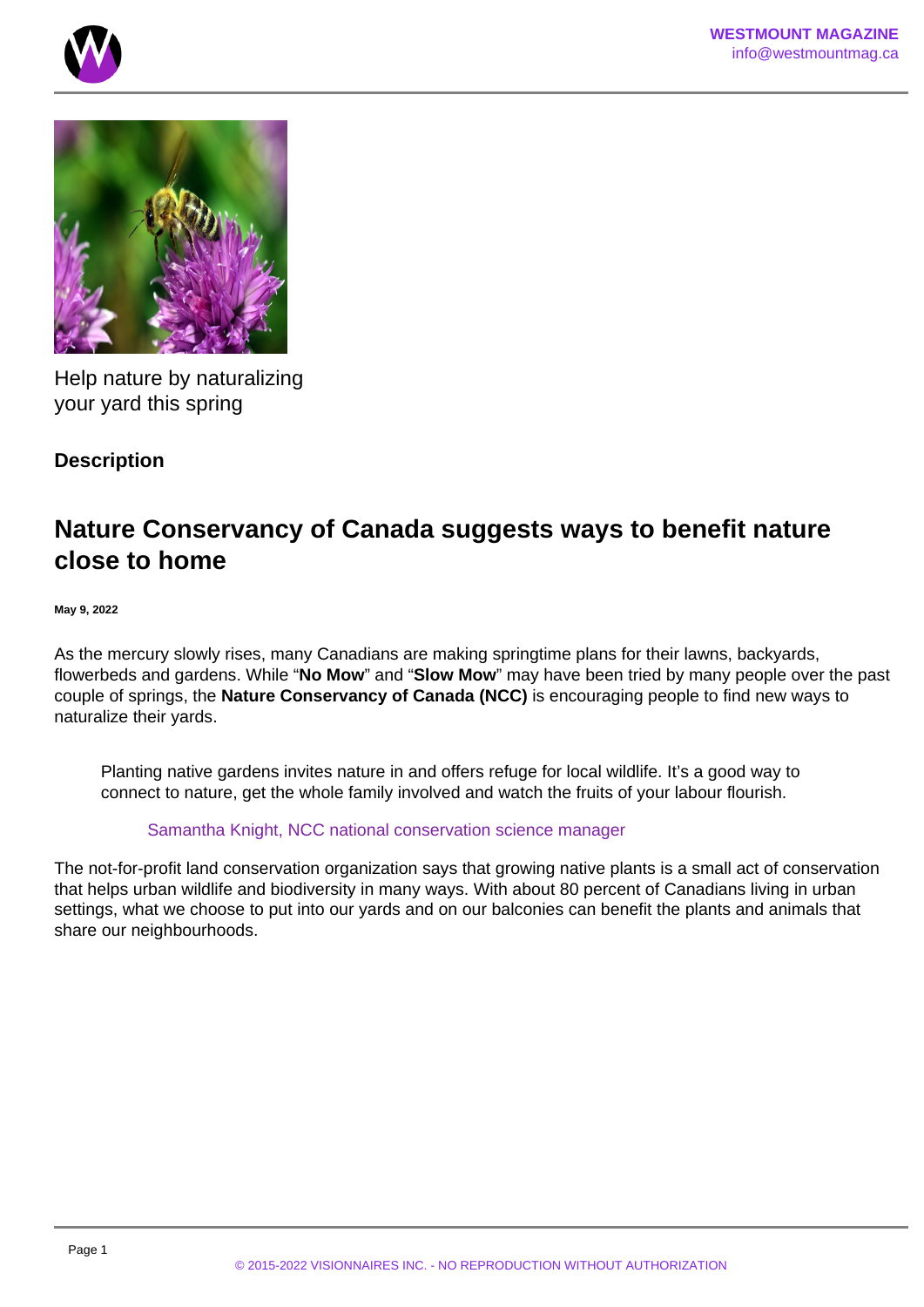Help nature by naturalizing your yard this spring

**Description**

## Nature Conservancy of Canada suggests ways to benefit nature close to home

**May 9, 2022**

As the mercury slowly rises, many Canadians are making springtime plans for their lawns, backyards, flowerbeds and gardens. While "**No Mow**" and "**Slow Mow**" may have been tried by many people over the past couple of springs, the **Nature Conservancy of Canada (NCC)** is encouraging people to find new ways to naturalize their yards.

> Planting native gardens invites nature in and offers refuge for local wildlife. It's a good way to connect to nature, get the whole family involved and watch the fruits of your labour flourish.
>
> Samantha Knight, NCC national conservation science manager

The not-for-profit land conservation organization says that growing native plants is a small act of conservation that helps urban wildlife and biodiversity in many ways. With about 80 percent of Canadians living in urban settings, what we choose to put into our yards and on our balconies can benefit the plants and animals that share our neighbourhoods.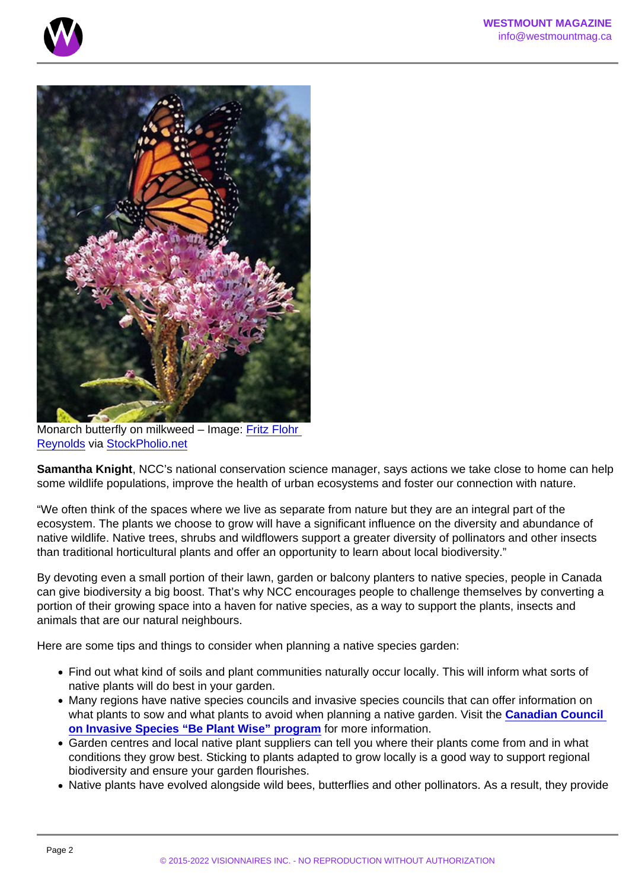Monarch butterfly on milkweed – Image: [Fritz Flohr Reynolds] via [StockPholio.net]

**Samantha Knight**, NCC's national conservation science manager, says actions we take close to home can help some wildlife populations, improve the health of urban ecosystems and foster our connection with nature.

"We often think of the spaces where we live as separate from nature but they are an integral part of the ecosystem. The plants we choose to grow will have a significant influence on the diversity and abundance of native wildlife. Native trees, shrubs and wildflowers support a greater diversity of pollinators and other insects than traditional horticultural plants and offer an opportunity to learn about local biodiversity."

By devoting even a small portion of their lawn, garden or balcony planters to native species, people in Canada can give biodiversity a big boost. That's why NCC encourages people to challenge themselves by converting a portion of their growing space into a haven for native species, as a way to support the plants, insects and animals that are our natural neighbours.

Here are some tips and things to consider when planning a native species garden:

- Find out what kind of soils and plant communities naturally occur locally. This will inform what sorts of native plants will do best in your garden.
- Many regions have native species councils and invasive species councils that can offer information on what plants to sow and what plants to avoid when planning a native garden. Visit the **Canadian Council on Invasive Species "Be Plant Wise" program** for more information.
- Garden centres and local native plant suppliers can tell you where their plants come from and in what conditions they grow best. Sticking to plants adapted to grow locally is a good way to support regional biodiversity and ensure your garden flourishes.
- Native plants have evolved alongside wild bees, butterflies and other pollinators. As a result, they provide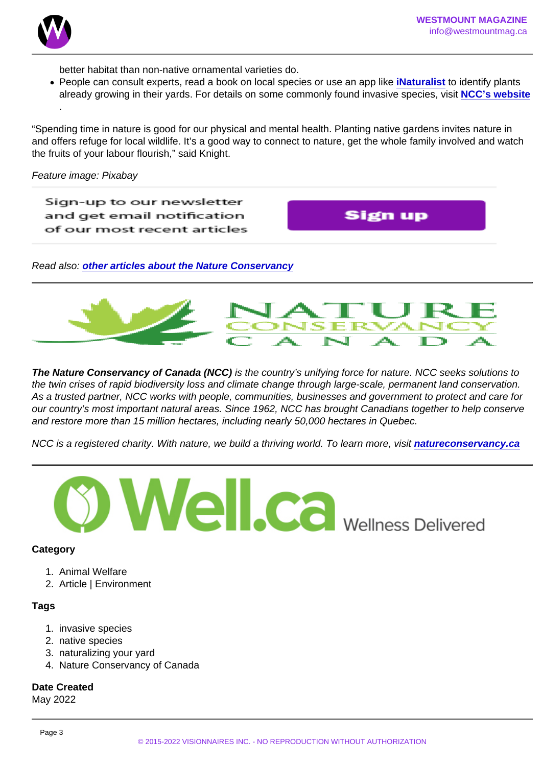better habitat than non-native ornamental varieties do.

- People can consult experts, read a book on local species or use an app like **iNaturalist** to identify plants already growing in their yards. For details on some commonly found invasive species, visit **NCC's website**.

"Spending time in nature is good for our physical and mental health. Planting native gardens invites nature in and offers refuge for local wildlife. It's a good way to connect to nature, get the whole family involved and watch the fruits of your labour flourish," said Knight.

*Feature image: Pixabay*

Sign-up to our newsletter and get email notification of our most recent articles

Sign up

*Read also:* ***other articles about the Nature Conservancy***

NATURE CONSERVANCY CANADA

***The Nature Conservancy of Canada (NCC)*** *is the country's unifying force for nature. NCC seeks solutions to the twin crises of rapid biodiversity loss and climate change through large-scale, permanent land conservation. As a trusted partner, NCC works with people, communities, businesses and government to protect and care for our country's most important natural areas. Since 1962, NCC has brought Canadians together to help conserve and restore more than 15 million hectares, including nearly 50,000 hectares in Quebec.*

*NCC is a registered charity. With nature, we build a thriving world. To learn more, visit* ***natureconservancy.ca***

Well.ca Wellness Delivered

**Category**

1. Animal Welfare
2. Article | Environment

**Tags**

1. invasive species
2. native species
3. naturalizing your yard
4. Nature Conservancy of Canada

**Date Created**
May 2022